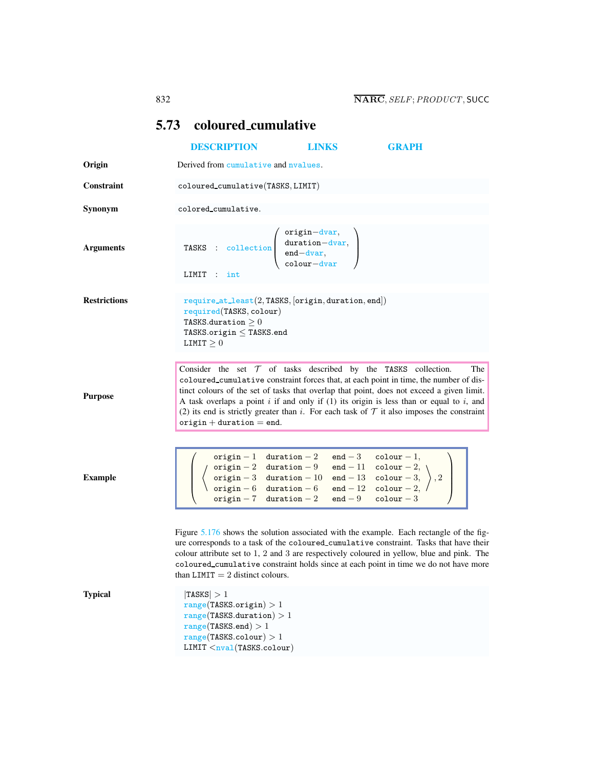## 5.73 coloured_cumulative

DESCRIPTION LINKS GRAPH

**Origin**

Derived from cumulative and nvalues.

**Constraint**

coloured_cumulative(TASKS, LIMIT)

**Synonym**

colored_cumulative.

**Arguments**

TASKS : collection(origin−dvar, duration−dvar, end−dvar, colour−dvar)

LIMIT : int

**Restrictions**

require_at_least(2, TASKS, [origin, duration, end])
required(TASKS, colour)
TASKS.duration $\geq 0$
TASKS.origin $\leq$ TASKS.end
LIMIT $\geq 0$

**Purpose**

Consider the set $\mathcal{T}$ of tasks described by the TASKS collection. The coloured_cumulative constraint forces that, at each point in time, the number of distinct colours of the set of tasks that overlap that point, does not exceed a given limit. A task overlaps a point $i$ if and only if (1) its origin is less than or equal to $i$, and (2) its end is strictly greater than $i$. For each task of $\mathcal{T}$ it also imposes the constraint origin + duration = end.

**Example**

$$\left(\left\langle\begin{array}{llll} \text{origin}-1 & \text{duration}-2 & \text{end}-3 & \text{colour}-1, \\ \text{origin}-2 & \text{duration}-9 & \text{end}-11 & \text{colour}-2, \\ \text{origin}-3 & \text{duration}-10 & \text{end}-13 & \text{colour}-3, \\ \text{origin}-6 & \text{duration}-6 & \text{end}-12 & \text{colour}-2, \\ \text{origin}-7 & \text{duration}-2 & \text{end}-9 & \text{colour}-3 \end{array}\right\rangle, 2\right)$$

Figure 5.176 shows the solution associated with the example. Each rectangle of the figure corresponds to a task of the coloured_cumulative constraint. Tasks that have their colour attribute set to 1, 2 and 3 are respectively coloured in yellow, blue and pink. The coloured_cumulative constraint holds since at each point in time we do not have more than LIMIT = 2 distinct colours.

**Typical**

|TASKS| > 1
range(TASKS.origin) > 1
range(TASKS.duration) > 1
range(TASKS.end) > 1
range(TASKS.colour) > 1
LIMIT < nval(TASKS.colour)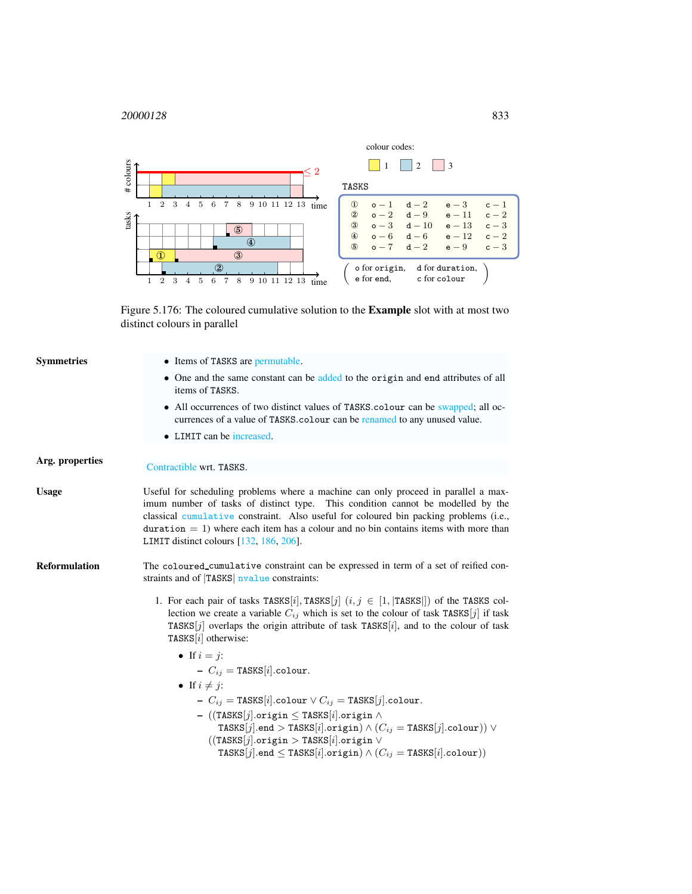colour codes:

1 2 3

TASKS

| | | | |
|---|---|---|---|
| ① o − 1 | d − 2 | e − 3 | c − 1 |
| ② o − 2 | d − 9 | e − 11 | c − 2 |
| ③ o − 3 | d − 10 | e − 13 | c − 3 |
| ④ o − 6 | d − 6 | e − 12 | c − 2 |
| ⑤ o − 7 | d − 2 | e − 9 | c − 3 |

( o for origin, d for duration, e for end, c for colour )

Figure 5.176: The coloured cumulative solution to the **Example** slot with at most two distinct colours in parallel

**Symmetries**

- Items of TASKS are permutable.
- One and the same constant can be added to the origin and end attributes of all items of TASKS.
- All occurrences of two distinct values of TASKS.colour can be swapped; all occurrences of a value of TASKS.colour can be renamed to any unused value.
- LIMIT can be increased.

**Arg. properties**

Contractible wrt. TASKS.

**Usage**

Useful for scheduling problems where a machine can only proceed in parallel a maximum number of tasks of distinct type. This condition cannot be modelled by the classical cumulative constraint. Also useful for coloured bin packing problems (i.e., duration = 1) where each item has a colour and no bin contains items with more than LIMIT distinct colours [132, 186, 206].

**Reformulation**

The coloured_cumulative constraint can be expressed in term of a set of reified constraints and of |TASKS| nvalue constraints:

1. For each pair of tasks TASKS$[i]$, TASKS$[j]$ $(i, j \in [1, |\text{TASKS}|])$ of the TASKS collection we create a variable $C_{ij}$ which is set to the colour of task TASKS$[j]$ if task TASKS$[j]$ overlaps the origin attribute of task TASKS$[i]$, and to the colour of task TASKS$[i]$ otherwise:
   - If $i = j$:
     - $C_{ij}$ = TASKS$[i]$.colour.
   - If $i \neq j$:
     - $C_{ij}$ = TASKS$[i]$.colour $\vee$ $C_{ij}$ = TASKS$[j]$.colour.
     - ((TASKS$[j]$.origin $\leq$ TASKS$[i]$.origin $\wedge$ TASKS$[j]$.end $>$ TASKS$[i]$.origin) $\wedge$ ($C_{ij}$ = TASKS$[j]$.colour)) $\vee$ ((TASKS$[j]$.origin $>$ TASKS$[i]$.origin $\vee$ TASKS$[j]$.end $\leq$ TASKS$[i]$.origin) $\wedge$ ($C_{ij}$ = TASKS$[i]$.colour))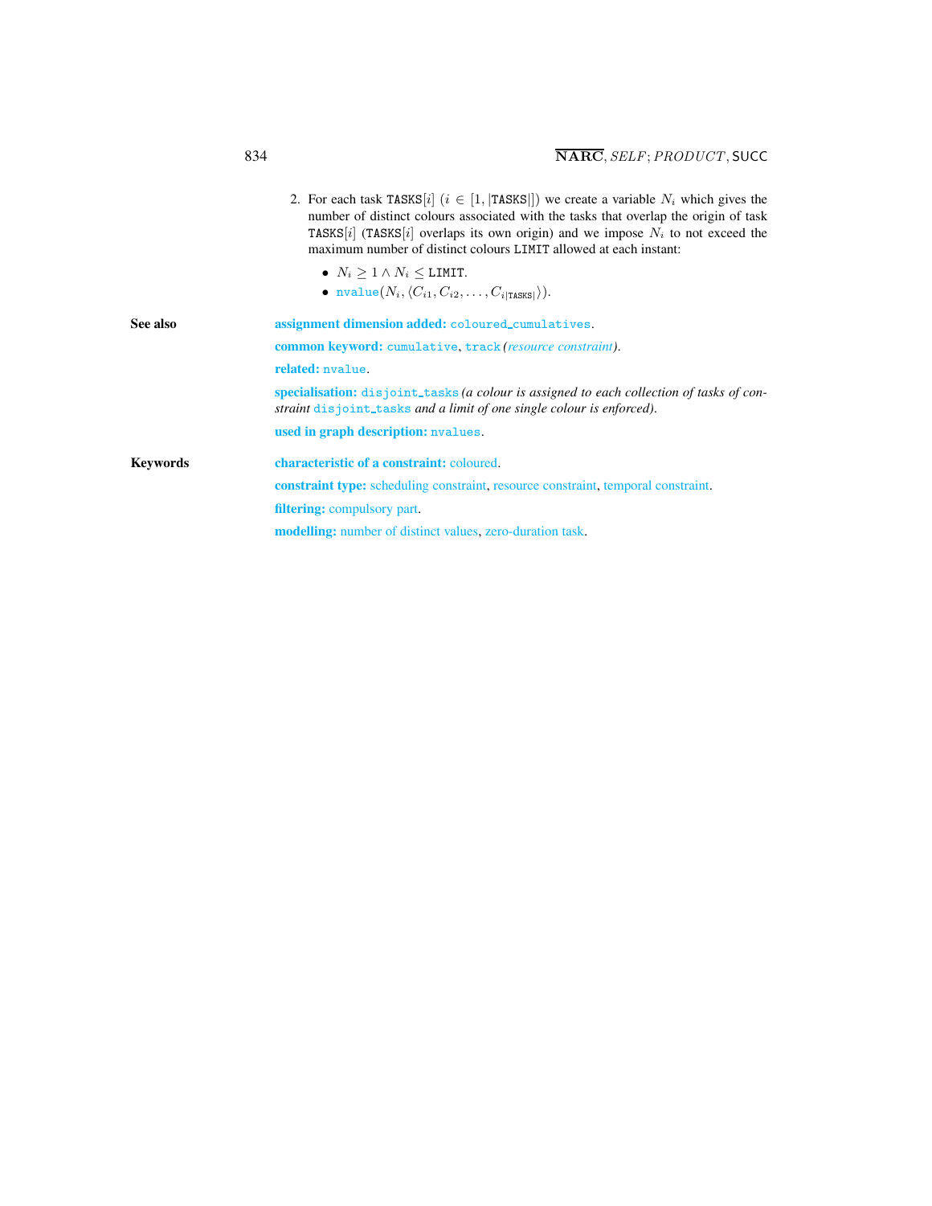2. For each task TASKS$[i]$ ($i \in [1, |\texttt{TASKS}|]$) we create a variable $N_i$ which gives the number of distinct colours associated with the tasks that overlap the origin of task TASKS$[i]$ (TASKS$[i]$ overlaps its own origin) and we impose $N_i$ to not exceed the maximum number of distinct colours LIMIT allowed at each instant:

   - $N_i \geq 1 \wedge N_i \leq \texttt{LIMIT}$.
   - nvalue$(N_i, \langle C_{i1}, C_{i2}, \ldots, C_{i|\texttt{TASKS}|}\rangle)$.

**See also**

**assignment dimension added:** coloured_cumulatives.

**common keyword:** cumulative, track *(resource constraint)*.

**related:** nvalue.

**specialisation:** disjoint_tasks *(a colour is assigned to each collection of tasks of constraint* disjoint_tasks *and a limit of one single colour is enforced)*.

**used in graph description:** nvalues.

**Keywords**

**characteristic of a constraint:** coloured.

**constraint type:** scheduling constraint, resource constraint, temporal constraint.

**filtering:** compulsory part.

**modelling:** number of distinct values, zero-duration task.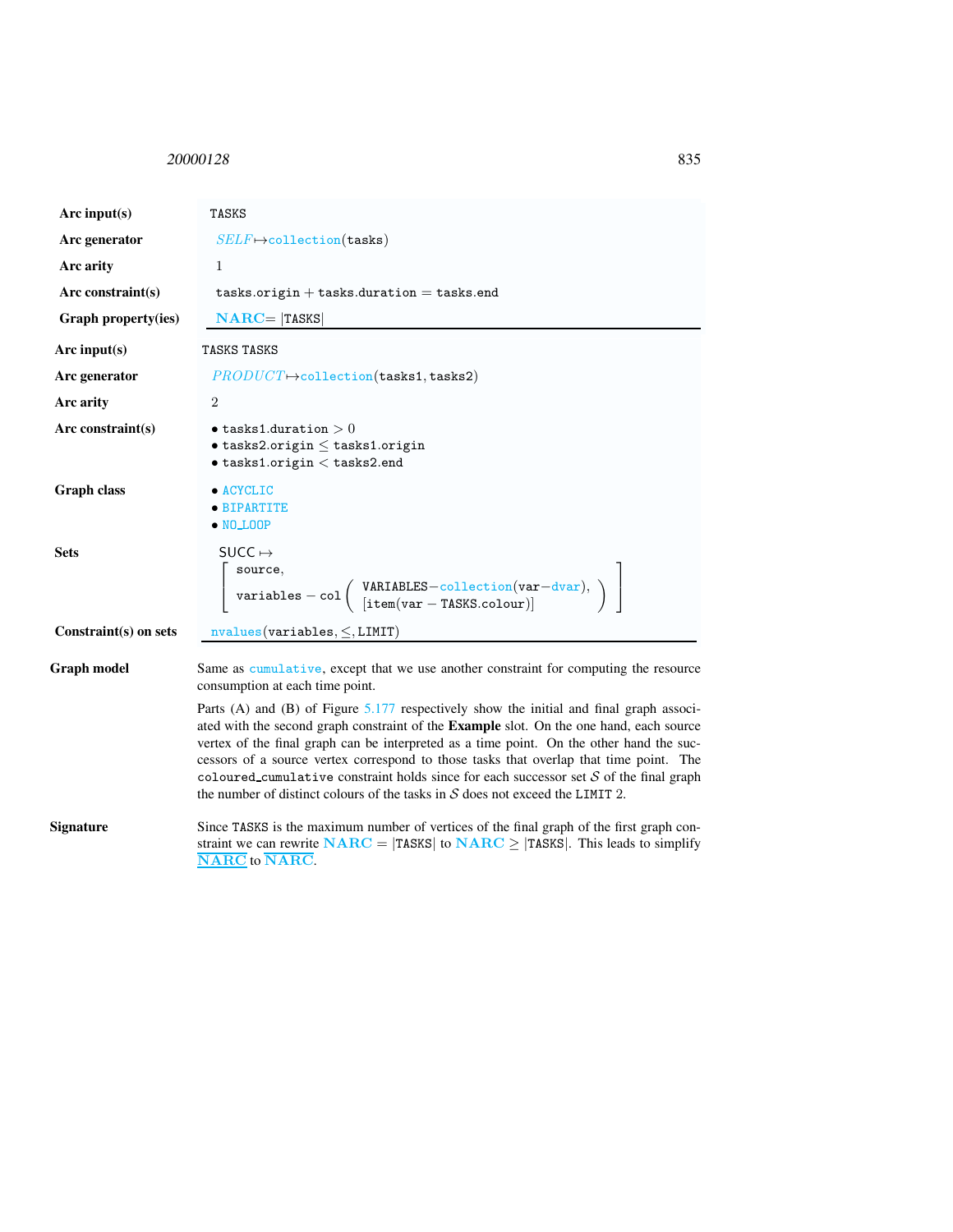| | |
|---|---|
| **Arc input(s)** | TASKS |
| **Arc generator** | *SELF* ↦ collection(tasks) |
| **Arc arity** | 1 |
| **Arc constraint(s)** | tasks.origin + tasks.duration = tasks.end |
| **Graph property(ies)** | **NARC** = \|TASKS\| |

| | |
|---|---|
| **Arc input(s)** | TASKS TASKS |
| **Arc generator** | *PRODUCT* ↦ collection(tasks1, tasks2) |
| **Arc arity** | 2 |
| **Arc constraint(s)** | • tasks1.duration > 0<br>• tasks2.origin ≤ tasks1.origin<br>• tasks1.origin < tasks2.end |
| **Graph class** | • ACYCLIC<br>• BIPARTITE<br>• NO_LOOP |
| **Sets** | SUCC ↦ [ source, variables − col ( VARIABLES−collection(var−dvar), [item(var − TASKS.colour)] ) ] |
| **Constraint(s) on sets** | nvalues(variables, ≤, LIMIT) |

**Graph model**

Same as cumulative, except that we use another constraint for computing the resource consumption at each time point.

Parts (A) and (B) of Figure 5.177 respectively show the initial and final graph associated with the second graph constraint of the **Example** slot. On the one hand, each source vertex of the final graph can be interpreted as a time point. On the other hand the successors of a source vertex correspond to those tasks that overlap that time point. The coloured_cumulative constraint holds since for each successor set $\mathcal{S}$ of the final graph the number of distinct colours of the tasks in $\mathcal{S}$ does not exceed the LIMIT 2.

**Signature**

Since TASKS is the maximum number of vertices of the final graph of the first graph constraint we can rewrite **NARC** = |TASKS| to **NARC** ≥ |TASKS|. This leads to simplify $\underline{\overline{\textbf{NARC}}}$ to $\overline{\textbf{NARC}}$.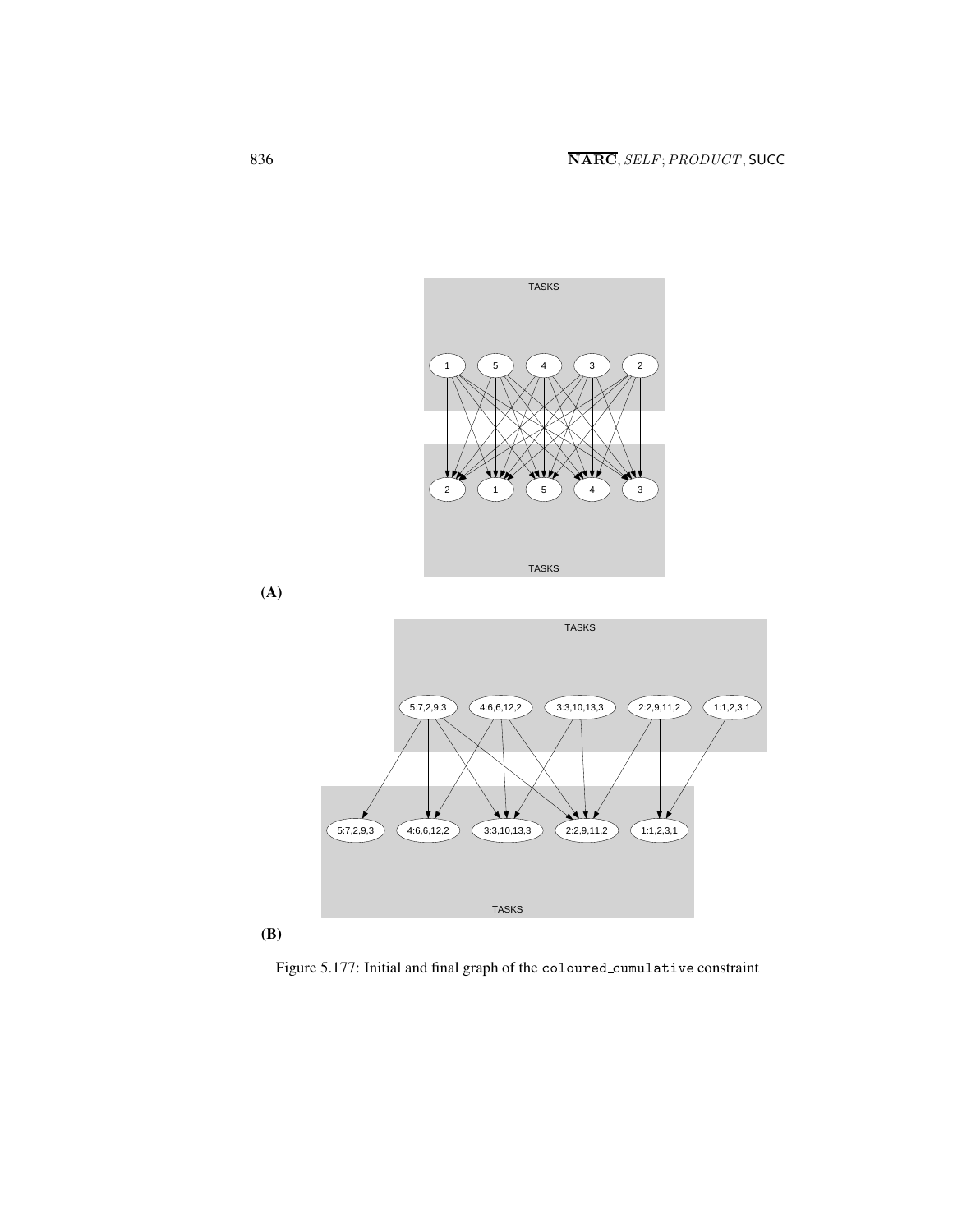TASKS

1 5 4 3 2

2 1 5 4 3

TASKS

**(A)**

TASKS

5:7,2,9,3 4:6,6,12,2 3:3,10,13,3 2:2,9,11,2 1:1,2,3,1

5:7,2,9,3 4:6,6,12,2 3:3,10,13,3 2:2,9,11,2 1:1,2,3,1

TASKS

**(B)**

Figure 5.177: Initial and final graph of the `coloured_cumulative` constraint